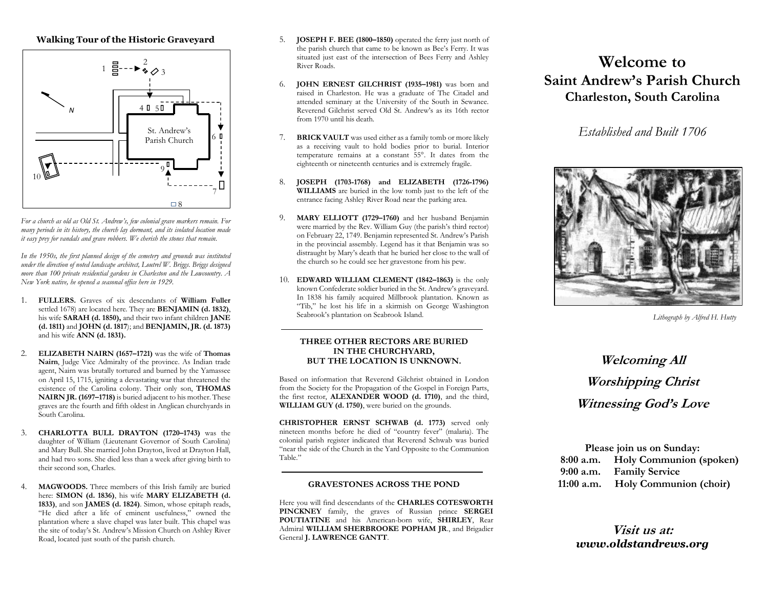## Walking Tour of the Historic Graveyard

*For a church as old as Old St. Andrew's, few colonial grave markers remain. For many periods in its history, the church lay dormant, and its isolated location made it easy prey for vandals and grave robbers. We cherish the stones that remain.*

*In the 1950s, the first planned design of the cemetery and grounds was instituted under the direction of noted landscape architect, Loutrel W. Briggs. Briggs designed more than 100 private residential gardens in Charleston and the Lowcountry. A New York native, he opened a seasonal office here in 1929.*

1. **FULLERS.** Graves of six descendants of **William Fuller** settled 1678) are located here. They are **BENJAMIN (d. 1832)**, his wife **SARAH (d. 1850),** and their two infant children **JANE (d. 1811)** and **JOHN (d. 1817**); and **BENJAMIN, JR. (d. 1873)** and his wife **ANN (d. 1831).**

2. **ELIZABETH NAIRN (1657–1721)** was the wife of **Thomas Nairn**, Judge Vice Admiralty of the province. As Indian trade agent, Nairn was brutally tortured and burned by the Yamassee on April 15, 1715, igniting a devastating war that threatened the existence of the Carolina colony. Their only son, **THOMAS NAIRN JR. (1697–1718)** is buried adjacent to his mother. These graves are the fourth and fifth oldest in Anglican churchyards in South Carolina.

3. **CHARLOTTA BULL DRAYTON (1720–1743)** was the daughter of William (Lieutenant Governor of South Carolina) and Mary Bull. She married John Drayton, lived at Drayton Hall, and had two sons. She died less than a week after giving birth to their second son, Charles.

4. **MAGWOODS.** Three members of this Irish family are buried here: **SIMON (d. 1836)**, his wife **MARY ELIZABETH (d. 1833)**, and son **JAMES (d. 1824)**. Simon, whose epitaph reads, "He died after a life of eminent usefulness," owned the plantation where a slave chapel was later built. This chapel was the site of today's St. Andrew's Mission Church on Ashley River Road, located just south of the parish church.

5. **JOSEPH F. BEE (1800–1850)** operated the ferry just north of the parish church that came to be known as Bee's Ferry. It was situated just east of the intersection of Bees Ferry and Ashley River Roads.

6. **JOHN ERNEST GILCHRIST (1935–1981)** was born and raised in Charleston. He was a graduate of The Citadel and attended seminary at the University of the South in Sewanee. Reverend Gilchrist served Old St. Andrew's as its 16th rector from 1970 until his death.

7. **BRICK VAULT** was used either as a family tomb or more likely as a receiving vault to hold bodies prior to burial. Interior temperature remains at a constant 55°. It dates from the eighteenth or nineteenth centuries and is extremely fragile.

8. **JOSEPH (1703-1768) and ELIZABETH (1726-1796) WILLIAMS** are buried in the low tomb just to the left of the entrance facing Ashley River Road near the parking area.

9. **MARY ELLIOTT (1729–1760)** and her husband Benjamin were married by the Rev. William Guy (the parish's third rector) on February 22, 1749. Benjamin represented St. Andrew's Parish in the provincial assembly. Legend has it that Benjamin was so distraught by Mary's death that he buried her close to the wall of the church so he could see her gravestone from his pew.

10. **EDWARD WILLIAM CLEMENT (1842–1863)** is the only known Confederate soldier buried in the St. Andrew's graveyard. In 1838 his family acquired Millbrook plantation. Known as "Tib," he lost his life in a skirmish on George Washington Seabrook's plantation on Seabrook Island.

### THREE OTHER RECTORS ARE BURIED IN THE CHURCHYARD, BUT THE LOCATION IS UNKNOWN.

Based on information that Reverend Gilchrist obtained in London from the Society for the Propagation of the Gospel in Foreign Parts, the first rector, **ALEXANDER WOOD (d. 1710)**, and the third, **WILLIAM GUY (d. 1750)**, were buried on the grounds.

**CHRISTOPHER ERNST SCHWAB (d. 1773)** served only nineteen months before he died of "country fever" (malaria). The colonial parish register indicated that Reverend Schwab was buried "near the side of the Church in the Yard Opposite to the Communion Table."

### GRAVESTONES ACROSS THE POND

Here you will find descendants of the **CHARLES COTESWORTH PINCKNEY** family, the graves of Russian prince **SERGEI POUTIATINE** and his American-born wife, **SHIRLEY**, Rear Admiral **WILLIAM SHERBROOKE POPHAM JR**., and Brigadier General **J. LAWRENCE GANTT**.

# Welcome to Saint Andrew's Parish Church

## Charleston, South Carolina

*Established and Built 1706*

*Lithograph by Alfred H. Hutty*

***Welcoming All***

***Worshipping Christ***

***Witnessing God's Love***

**Please join us on Sunday:**

**8:00 a.m.** **Holy Communion (spoken)**
**9:00 a.m.** **Family Service**
**11:00 a.m.** **Holy Communion (choir)**

***Visit us at: www.oldstandrews.org***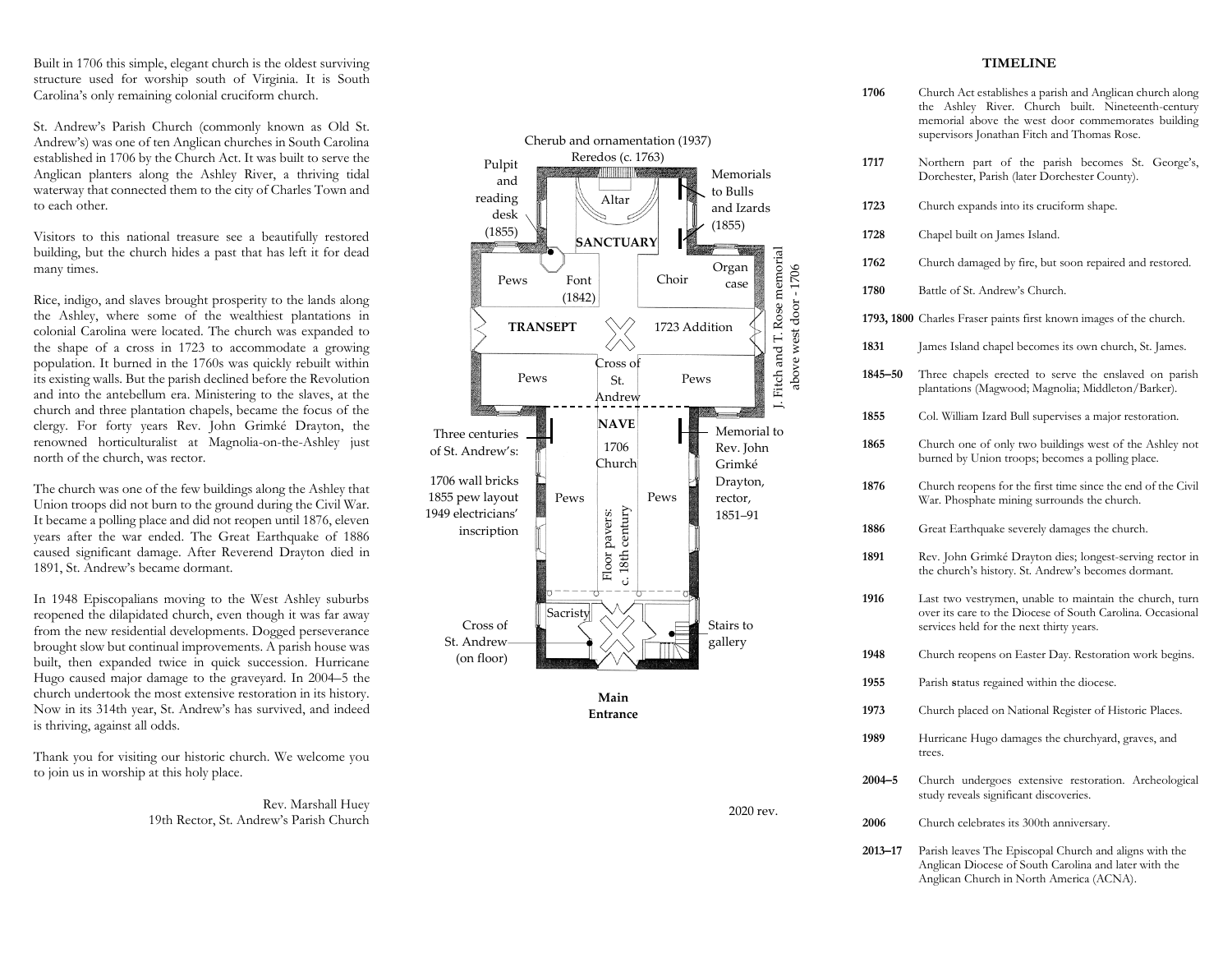Built in 1706 this simple, elegant church is the oldest surviving structure used for worship south of Virginia. It is South Carolina's only remaining colonial cruciform church.

St. Andrew's Parish Church (commonly known as Old St. Andrew's) was one of ten Anglican churches in South Carolina established in 1706 by the Church Act. It was built to serve the Anglican planters along the Ashley River, a thriving tidal waterway that connected them to the city of Charles Town and to each other.

Visitors to this national treasure see a beautifully restored building, but the church hides a past that has left it for dead many times.

Rice, indigo, and slaves brought prosperity to the lands along the Ashley, where some of the wealthiest plantations in colonial Carolina were located. The church was expanded to the shape of a cross in 1723 to accommodate a growing population. It burned in the 1760s was quickly rebuilt within its existing walls. But the parish declined before the Revolution and into the antebellum era. Ministering to the slaves, at the church and three plantation chapels, became the focus of the clergy. For forty years Rev. John Grimké Drayton, the renowned horticulturalist at Magnolia-on-the-Ashley just north of the church, was rector.

The church was one of the few buildings along the Ashley that Union troops did not burn to the ground during the Civil War. It became a polling place and did not reopen until 1876, eleven years after the war ended. The Great Earthquake of 1886 caused significant damage. After Reverend Drayton died in 1891, St. Andrew's became dormant.

In 1948 Episcopalians moving to the West Ashley suburbs reopened the dilapidated church, even though it was far away from the new residential developments. Dogged perseverance brought slow but continual improvements. A parish house was built, then expanded twice in quick succession. Hurricane Hugo caused major damage to the graveyard. In 2004–5 the church undertook the most extensive restoration in its history. Now in its 314th year, St. Andrew's has survived, and indeed is thriving, against all odds.

Thank you for visiting our historic church. We welcome you to join us in worship at this holy place.

Rev. Marshall Huey
19th Rector, St. Andrew's Parish Church

Cherub and ornamentation (1937)
Reredos (c. 1763)
Pulpit and reading desk (1855)
Altar
SANCTUARY
Memorials to Bulls and Izards (1855)
Pews
Font (1842)
Choir
Organ case
TRANSEPT
1723 Addition
J. Fitch and T. Rose memorial above west door - 1706
Pews
Cross of St. Andrew
Pews
Three centuries of St. Andrew's:
1706 wall bricks
1855 pew layout
1949 electricians' inscription
NAVE
1706 Church
Memorial to Rev. John Grimké Drayton, rector, 1851–91
Pews
Floor pavers: c. 18th century
Pews
Sacristy
Cross of St. Andrew (on floor)
Stairs to gallery
Main Entrance

2020 rev.

## TIMELINE

| | |
|---|---|
| **1706** | Church Act establishes a parish and Anglican church along the Ashley River. Church built. Nineteenth-century memorial above the west door commemorates building supervisors Jonathan Fitch and Thomas Rose. |
| **1717** | Northern part of the parish becomes St. George's, Dorchester, Parish (later Dorchester County). |
| **1723** | Church expands into its cruciform shape. |
| **1728** | Chapel built on James Island. |
| **1762** | Church damaged by fire, but soon repaired and restored. |
| **1780** | Battle of St. Andrew's Church. |
| **1793, 1800** | Charles Fraser paints first known images of the church. |
| **1831** | James Island chapel becomes its own church, St. James. |
| **1845–50** | Three chapels erected to serve the enslaved on parish plantations (Magwood; Magnolia; Middleton/Barker). |
| **1855** | Col. William Izard Bull supervises a major restoration. |
| **1865** | Church one of only two buildings west of the Ashley not burned by Union troops; becomes a polling place. |
| **1876** | Church reopens for the first time since the end of the Civil War. Phosphate mining surrounds the church. |
| **1886** | Great Earthquake severely damages the church. |
| **1891** | Rev. John Grimké Drayton dies; longest-serving rector in the church's history. St. Andrew's becomes dormant. |
| **1916** | Last two vestrymen, unable to maintain the church, turn over its care to the Diocese of South Carolina. Occasional services held for the next thirty years. |
| **1948** | Church reopens on Easter Day. Restoration work begins. |
| **1955** | Parish status regained within the diocese. |
| **1973** | Church placed on National Register of Historic Places. |
| **1989** | Hurricane Hugo damages the churchyard, graves, and trees. |
| **2004–5** | Church undergoes extensive restoration. Archeological study reveals significant discoveries. |
| **2006** | Church celebrates its 300th anniversary. |
| **2013–17** | Parish leaves The Episcopal Church and aligns with the Anglican Diocese of South Carolina and later with the Anglican Church in North America (ACNA). |